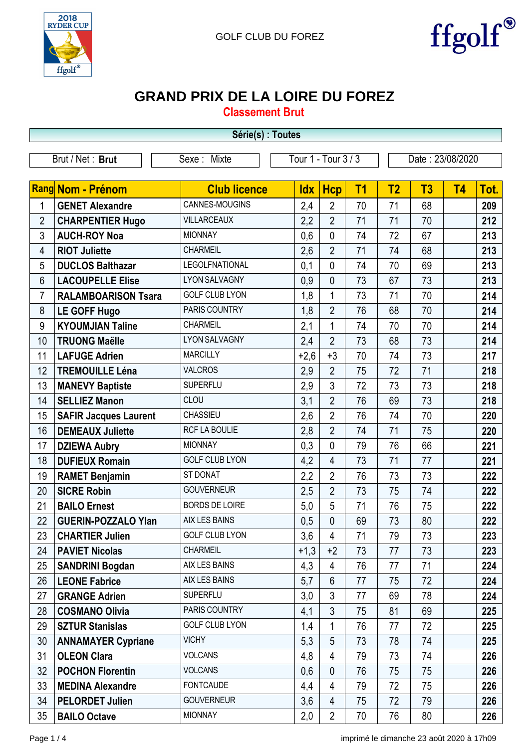GOLF CLUB DU FOREZ

# GRAND PRIX DE LA LOIRE DU FOREZ

## Classement Brut

**Série(s) : Toutes**

| Brut / Net : **Brut** | Sexe : Mixte | Tour 1 - Tour 3 / 3 | Date : 23/08/2020 |
|---|---|---|---|

| Rang | Nom - Prénom | Club licence | Idx | Hcp | T1 | T2 | T3 | T4 | Tot. |
|---|---|---|---|---|---|---|---|---|---|
| 1 | **GENET Alexandre** | CANNES-MOUGINS | 2,4 | 2 | 70 | 71 | 68 | | **209** |
| 2 | **CHARPENTIER Hugo** | VILLARCEAUX | 2,2 | 2 | 71 | 71 | 70 | | **212** |
| 3 | **AUCH-ROY Noa** | MIONNAY | 0,6 | 0 | 74 | 72 | 67 | | **213** |
| 4 | **RIOT Juliette** | CHARMEIL | 2,6 | 2 | 71 | 74 | 68 | | **213** |
| 5 | **DUCLOS Balthazar** | LEGOLFNATIONAL | 0,1 | 0 | 74 | 70 | 69 | | **213** |
| 6 | **LACOUPELLE Elise** | LYON SALVAGNY | 0,9 | 0 | 73 | 67 | 73 | | **213** |
| 7 | **RALAMBOARISON Tsara** | GOLF CLUB LYON | 1,8 | 1 | 73 | 71 | 70 | | **214** |
| 8 | **LE GOFF Hugo** | PARIS COUNTRY | 1,8 | 2 | 76 | 68 | 70 | | **214** |
| 9 | **KYOUMJIAN Taline** | CHARMEIL | 2,1 | 1 | 74 | 70 | 70 | | **214** |
| 10 | **TRUONG Maëlle** | LYON SALVAGNY | 2,4 | 2 | 73 | 68 | 73 | | **214** |
| 11 | **LAFUGE Adrien** | MARCILLY | +2,6 | +3 | 70 | 74 | 73 | | **217** |
| 12 | **TREMOUILLE Léna** | VALCROS | 2,9 | 2 | 75 | 72 | 71 | | **218** |
| 13 | **MANEVY Baptiste** | SUPERFLU | 2,9 | 3 | 72 | 73 | 73 | | **218** |
| 14 | **SELLIEZ Manon** | CLOU | 3,1 | 2 | 76 | 69 | 73 | | **218** |
| 15 | **SAFIR Jacques Laurent** | CHASSIEU | 2,6 | 2 | 76 | 74 | 70 | | **220** |
| 16 | **DEMEAUX Juliette** | RCF LA BOULIE | 2,8 | 2 | 74 | 71 | 75 | | **220** |
| 17 | **DZIEWA Aubry** | MIONNAY | 0,3 | 0 | 79 | 76 | 66 | | **221** |
| 18 | **DUFIEUX Romain** | GOLF CLUB LYON | 4,2 | 4 | 73 | 71 | 77 | | **221** |
| 19 | **RAMET Benjamin** | ST DONAT | 2,2 | 2 | 76 | 73 | 73 | | **222** |
| 20 | **SICRE Robin** | GOUVERNEUR | 2,5 | 2 | 73 | 75 | 74 | | **222** |
| 21 | **BAILO Ernest** | BORDS DE LOIRE | 5,0 | 5 | 71 | 76 | 75 | | **222** |
| 22 | **GUERIN-POZZALO Ylan** | AIX LES BAINS | 0,5 | 0 | 69 | 73 | 80 | | **222** |
| 23 | **CHARTIER Julien** | GOLF CLUB LYON | 3,6 | 4 | 71 | 79 | 73 | | **223** |
| 24 | **PAVIET Nicolas** | CHARMEIL | +1,3 | +2 | 73 | 77 | 73 | | **223** |
| 25 | **SANDRINI Bogdan** | AIX LES BAINS | 4,3 | 4 | 76 | 77 | 71 | | **224** |
| 26 | **LEONE Fabrice** | AIX LES BAINS | 5,7 | 6 | 77 | 75 | 72 | | **224** |
| 27 | **GRANGE Adrien** | SUPERFLU | 3,0 | 3 | 77 | 69 | 78 | | **224** |
| 28 | **COSMANO Olivia** | PARIS COUNTRY | 4,1 | 3 | 75 | 81 | 69 | | **225** |
| 29 | **SZTUR Stanislas** | GOLF CLUB LYON | 1,4 | 1 | 76 | 77 | 72 | | **225** |
| 30 | **ANNAMAYER Cypriane** | VICHY | 5,3 | 5 | 73 | 78 | 74 | | **225** |
| 31 | **OLEON Clara** | VOLCANS | 4,8 | 4 | 79 | 73 | 74 | | **226** |
| 32 | **POCHON Florentin** | VOLCANS | 0,6 | 0 | 76 | 75 | 75 | | **226** |
| 33 | **MEDINA Alexandre** | FONTCAUDE | 4,4 | 4 | 79 | 72 | 75 | | **226** |
| 34 | **PELORDET Julien** | GOUVERNEUR | 3,6 | 4 | 75 | 72 | 79 | | **226** |
| 35 | **BAILO Octave** | MIONNAY | 2,0 | 2 | 70 | 76 | 80 | | **226** |

imprimé le dimanche 23 août 2020 à 17h09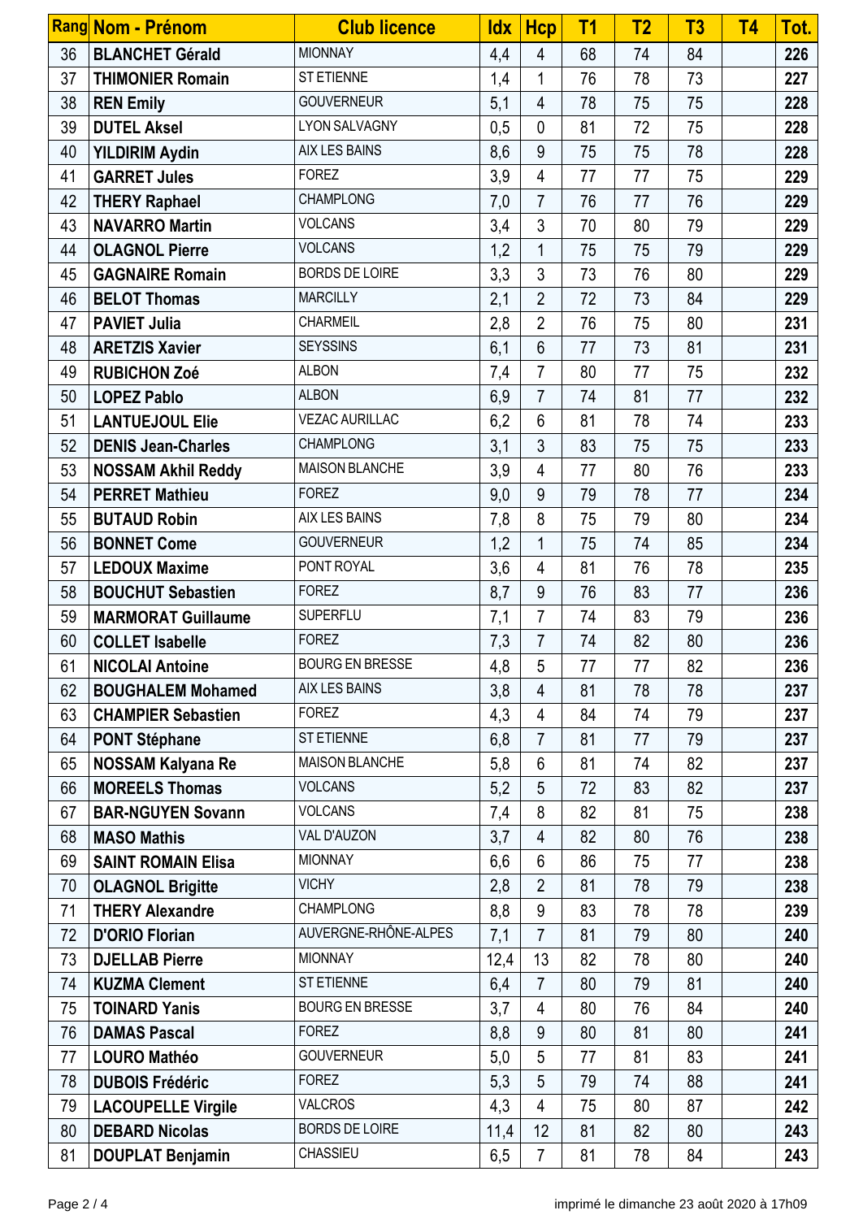| Rang | Nom - Prénom | Club licence | Idx | Hcp | T1 | T2 | T3 | T4 | Tot. |
|---|---|---|---|---|---|---|---|---|---|
| 36 | **BLANCHET Gérald** | MIONNAY | 4,4 | 4 | 68 | 74 | 84 | | **226** |
| 37 | **THIMONIER Romain** | ST ETIENNE | 1,4 | 1 | 76 | 78 | 73 | | **227** |
| 38 | **REN Emily** | GOUVERNEUR | 5,1 | 4 | 78 | 75 | 75 | | **228** |
| 39 | **DUTEL Aksel** | LYON SALVAGNY | 0,5 | 0 | 81 | 72 | 75 | | **228** |
| 40 | **YILDIRIM Aydin** | AIX LES BAINS | 8,6 | 9 | 75 | 75 | 78 | | **228** |
| 41 | **GARRET Jules** | FOREZ | 3,9 | 4 | 77 | 77 | 75 | | **229** |
| 42 | **THERY Raphael** | CHAMPLONG | 7,0 | 7 | 76 | 77 | 76 | | **229** |
| 43 | **NAVARRO Martin** | VOLCANS | 3,4 | 3 | 70 | 80 | 79 | | **229** |
| 44 | **OLAGNOL Pierre** | VOLCANS | 1,2 | 1 | 75 | 75 | 79 | | **229** |
| 45 | **GAGNAIRE Romain** | BORDS DE LOIRE | 3,3 | 3 | 73 | 76 | 80 | | **229** |
| 46 | **BELOT Thomas** | MARCILLY | 2,1 | 2 | 72 | 73 | 84 | | **229** |
| 47 | **PAVIET Julia** | CHARMEIL | 2,8 | 2 | 76 | 75 | 80 | | **231** |
| 48 | **ARETZIS Xavier** | SEYSSINS | 6,1 | 6 | 77 | 73 | 81 | | **231** |
| 49 | **RUBICHON Zoé** | ALBON | 7,4 | 7 | 80 | 77 | 75 | | **232** |
| 50 | **LOPEZ Pablo** | ALBON | 6,9 | 7 | 74 | 81 | 77 | | **232** |
| 51 | **LANTUEJOUL Elie** | VEZAC AURILLAC | 6,2 | 6 | 81 | 78 | 74 | | **233** |
| 52 | **DENIS Jean-Charles** | CHAMPLONG | 3,1 | 3 | 83 | 75 | 75 | | **233** |
| 53 | **NOSSAM Akhil Reddy** | MAISON BLANCHE | 3,9 | 4 | 77 | 80 | 76 | | **233** |
| 54 | **PERRET Mathieu** | FOREZ | 9,0 | 9 | 79 | 78 | 77 | | **234** |
| 55 | **BUTAUD Robin** | AIX LES BAINS | 7,8 | 8 | 75 | 79 | 80 | | **234** |
| 56 | **BONNET Come** | GOUVERNEUR | 1,2 | 1 | 75 | 74 | 85 | | **234** |
| 57 | **LEDOUX Maxime** | PONT ROYAL | 3,6 | 4 | 81 | 76 | 78 | | **235** |
| 58 | **BOUCHUT Sebastien** | FOREZ | 8,7 | 9 | 76 | 83 | 77 | | **236** |
| 59 | **MARMORAT Guillaume** | SUPERFLU | 7,1 | 7 | 74 | 83 | 79 | | **236** |
| 60 | **COLLET Isabelle** | FOREZ | 7,3 | 7 | 74 | 82 | 80 | | **236** |
| 61 | **NICOLAI Antoine** | BOURG EN BRESSE | 4,8 | 5 | 77 | 77 | 82 | | **236** |
| 62 | **BOUGHALEM Mohamed** | AIX LES BAINS | 3,8 | 4 | 81 | 78 | 78 | | **237** |
| 63 | **CHAMPIER Sebastien** | FOREZ | 4,3 | 4 | 84 | 74 | 79 | | **237** |
| 64 | **PONT Stéphane** | ST ETIENNE | 6,8 | 7 | 81 | 77 | 79 | | **237** |
| 65 | **NOSSAM Kalyana Re** | MAISON BLANCHE | 5,8 | 6 | 81 | 74 | 82 | | **237** |
| 66 | **MOREELS Thomas** | VOLCANS | 5,2 | 5 | 72 | 83 | 82 | | **237** |
| 67 | **BAR-NGUYEN Sovann** | VOLCANS | 7,4 | 8 | 82 | 81 | 75 | | **238** |
| 68 | **MASO Mathis** | VAL D'AUZON | 3,7 | 4 | 82 | 80 | 76 | | **238** |
| 69 | **SAINT ROMAIN Elisa** | MIONNAY | 6,6 | 6 | 86 | 75 | 77 | | **238** |
| 70 | **OLAGNOL Brigitte** | VICHY | 2,8 | 2 | 81 | 78 | 79 | | **238** |
| 71 | **THERY Alexandre** | CHAMPLONG | 8,8 | 9 | 83 | 78 | 78 | | **239** |
| 72 | **D'ORIO Florian** | AUVERGNE-RHÔNE-ALPES | 7,1 | 7 | 81 | 79 | 80 | | **240** |
| 73 | **DJELLAB Pierre** | MIONNAY | 12,4 | 13 | 82 | 78 | 80 | | **240** |
| 74 | **KUZMA Clement** | ST ETIENNE | 6,4 | 7 | 80 | 79 | 81 | | **240** |
| 75 | **TOINARD Yanis** | BOURG EN BRESSE | 3,7 | 4 | 80 | 76 | 84 | | **240** |
| 76 | **DAMAS Pascal** | FOREZ | 8,8 | 9 | 80 | 81 | 80 | | **241** |
| 77 | **LOURO Mathéo** | GOUVERNEUR | 5,0 | 5 | 77 | 81 | 83 | | **241** |
| 78 | **DUBOIS Frédéric** | FOREZ | 5,3 | 5 | 79 | 74 | 88 | | **241** |
| 79 | **LACOUPELLE Virgile** | VALCROS | 4,3 | 4 | 75 | 80 | 87 | | **242** |
| 80 | **DEBARD Nicolas** | BORDS DE LOIRE | 11,4 | 12 | 81 | 82 | 80 | | **243** |
| 81 | **DOUPLAT Benjamin** | CHASSIEU | 6,5 | 7 | 81 | 78 | 84 | | **243** |

imprimé le dimanche 23 août 2020 à 17h09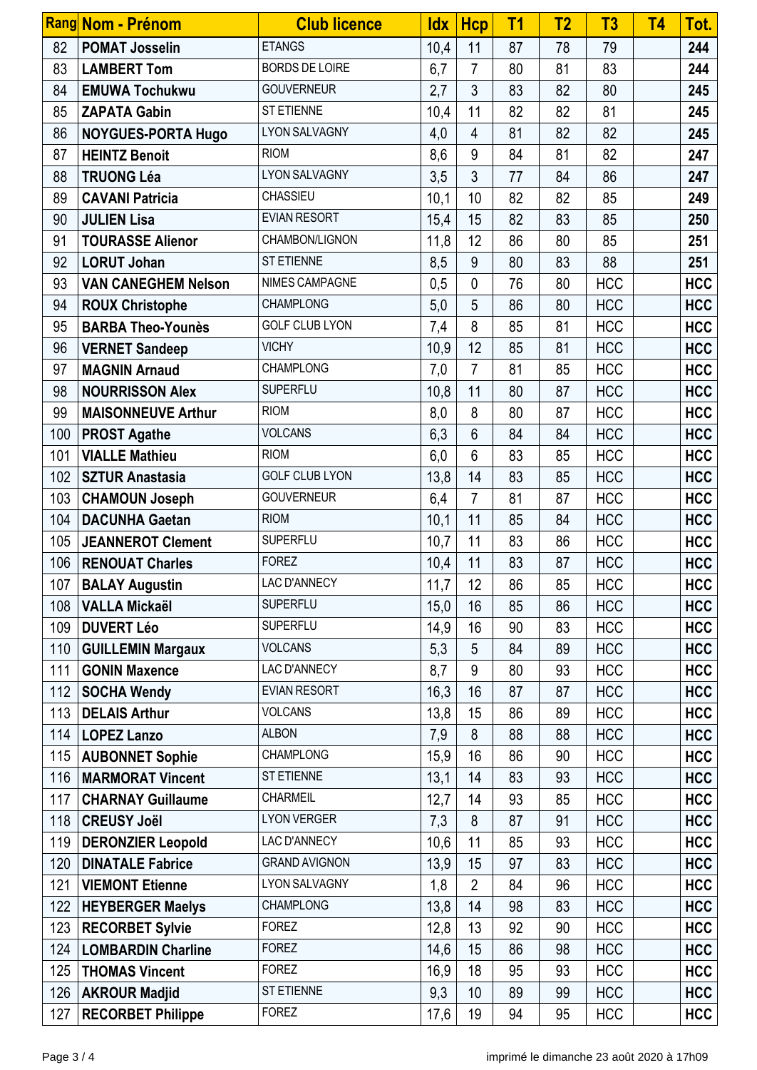| Rang | Nom - Prénom | Club licence | Idx | Hcp | T1 | T2 | T3 | T4 | Tot. |
|---|---|---|---|---|---|---|---|---|---|
| 82 | **POMAT Josselin** | ETANGS | 10,4 | 11 | 87 | 78 | 79 | | **244** |
| 83 | **LAMBERT Tom** | BORDS DE LOIRE | 6,7 | 7 | 80 | 81 | 83 | | **244** |
| 84 | **EMUWA Tochukwu** | GOUVERNEUR | 2,7 | 3 | 83 | 82 | 80 | | **245** |
| 85 | **ZAPATA Gabin** | ST ETIENNE | 10,4 | 11 | 82 | 82 | 81 | | **245** |
| 86 | **NOYGUES-PORTA Hugo** | LYON SALVAGNY | 4,0 | 4 | 81 | 82 | 82 | | **245** |
| 87 | **HEINTZ Benoit** | RIOM | 8,6 | 9 | 84 | 81 | 82 | | **247** |
| 88 | **TRUONG Léa** | LYON SALVAGNY | 3,5 | 3 | 77 | 84 | 86 | | **247** |
| 89 | **CAVANI Patricia** | CHASSIEU | 10,1 | 10 | 82 | 82 | 85 | | **249** |
| 90 | **JULIEN Lisa** | EVIAN RESORT | 15,4 | 15 | 82 | 83 | 85 | | **250** |
| 91 | **TOURASSE Alienor** | CHAMBON/LIGNON | 11,8 | 12 | 86 | 80 | 85 | | **251** |
| 92 | **LORUT Johan** | ST ETIENNE | 8,5 | 9 | 80 | 83 | 88 | | **251** |
| 93 | **VAN CANEGHEM Nelson** | NIMES CAMPAGNE | 0,5 | 0 | 76 | 80 | HCC | | **HCC** |
| 94 | **ROUX Christophe** | CHAMPLONG | 5,0 | 5 | 86 | 80 | HCC | | **HCC** |
| 95 | **BARBA Theo-Younès** | GOLF CLUB LYON | 7,4 | 8 | 85 | 81 | HCC | | **HCC** |
| 96 | **VERNET Sandeep** | VICHY | 10,9 | 12 | 85 | 81 | HCC | | **HCC** |
| 97 | **MAGNIN Arnaud** | CHAMPLONG | 7,0 | 7 | 81 | 85 | HCC | | **HCC** |
| 98 | **NOURRISSON Alex** | SUPERFLU | 10,8 | 11 | 80 | 87 | HCC | | **HCC** |
| 99 | **MAISONNEUVE Arthur** | RIOM | 8,0 | 8 | 80 | 87 | HCC | | **HCC** |
| 100 | **PROST Agathe** | VOLCANS | 6,3 | 6 | 84 | 84 | HCC | | **HCC** |
| 101 | **VIALLE Mathieu** | RIOM | 6,0 | 6 | 83 | 85 | HCC | | **HCC** |
| 102 | **SZTUR Anastasia** | GOLF CLUB LYON | 13,8 | 14 | 83 | 85 | HCC | | **HCC** |
| 103 | **CHAMOUN Joseph** | GOUVERNEUR | 6,4 | 7 | 81 | 87 | HCC | | **HCC** |
| 104 | **DACUNHA Gaetan** | RIOM | 10,1 | 11 | 85 | 84 | HCC | | **HCC** |
| 105 | **JEANNEROT Clement** | SUPERFLU | 10,7 | 11 | 83 | 86 | HCC | | **HCC** |
| 106 | **RENOUAT Charles** | FOREZ | 10,4 | 11 | 83 | 87 | HCC | | **HCC** |
| 107 | **BALAY Augustin** | LAC D'ANNECY | 11,7 | 12 | 86 | 85 | HCC | | **HCC** |
| 108 | **VALLA Mickaël** | SUPERFLU | 15,0 | 16 | 85 | 86 | HCC | | **HCC** |
| 109 | **DUVERT Léo** | SUPERFLU | 14,9 | 16 | 90 | 83 | HCC | | **HCC** |
| 110 | **GUILLEMIN Margaux** | VOLCANS | 5,3 | 5 | 84 | 89 | HCC | | **HCC** |
| 111 | **GONIN Maxence** | LAC D'ANNECY | 8,7 | 9 | 80 | 93 | HCC | | **HCC** |
| 112 | **SOCHA Wendy** | EVIAN RESORT | 16,3 | 16 | 87 | 87 | HCC | | **HCC** |
| 113 | **DELAIS Arthur** | VOLCANS | 13,8 | 15 | 86 | 89 | HCC | | **HCC** |
| 114 | **LOPEZ Lanzo** | ALBON | 7,9 | 8 | 88 | 88 | HCC | | **HCC** |
| 115 | **AUBONNET Sophie** | CHAMPLONG | 15,9 | 16 | 86 | 90 | HCC | | **HCC** |
| 116 | **MARMORAT Vincent** | ST ETIENNE | 13,1 | 14 | 83 | 93 | HCC | | **HCC** |
| 117 | **CHARNAY Guillaume** | CHARMEIL | 12,7 | 14 | 93 | 85 | HCC | | **HCC** |
| 118 | **CREUSY Joël** | LYON VERGER | 7,3 | 8 | 87 | 91 | HCC | | **HCC** |
| 119 | **DERONZIER Leopold** | LAC D'ANNECY | 10,6 | 11 | 85 | 93 | HCC | | **HCC** |
| 120 | **DINATALE Fabrice** | GRAND AVIGNON | 13,9 | 15 | 97 | 83 | HCC | | **HCC** |
| 121 | **VIEMONT Etienne** | LYON SALVAGNY | 1,8 | 2 | 84 | 96 | HCC | | **HCC** |
| 122 | **HEYBERGER Maelys** | CHAMPLONG | 13,8 | 14 | 98 | 83 | HCC | | **HCC** |
| 123 | **RECORBET Sylvie** | FOREZ | 12,8 | 13 | 92 | 90 | HCC | | **HCC** |
| 124 | **LOMBARDIN Charline** | FOREZ | 14,6 | 15 | 86 | 98 | HCC | | **HCC** |
| 125 | **THOMAS Vincent** | FOREZ | 16,9 | 18 | 95 | 93 | HCC | | **HCC** |
| 126 | **AKROUR Madjid** | ST ETIENNE | 9,3 | 10 | 89 | 99 | HCC | | **HCC** |
| 127 | **RECORBET Philippe** | FOREZ | 17,6 | 19 | 94 | 95 | HCC | | **HCC** |

imprimé le dimanche 23 août 2020 à 17h09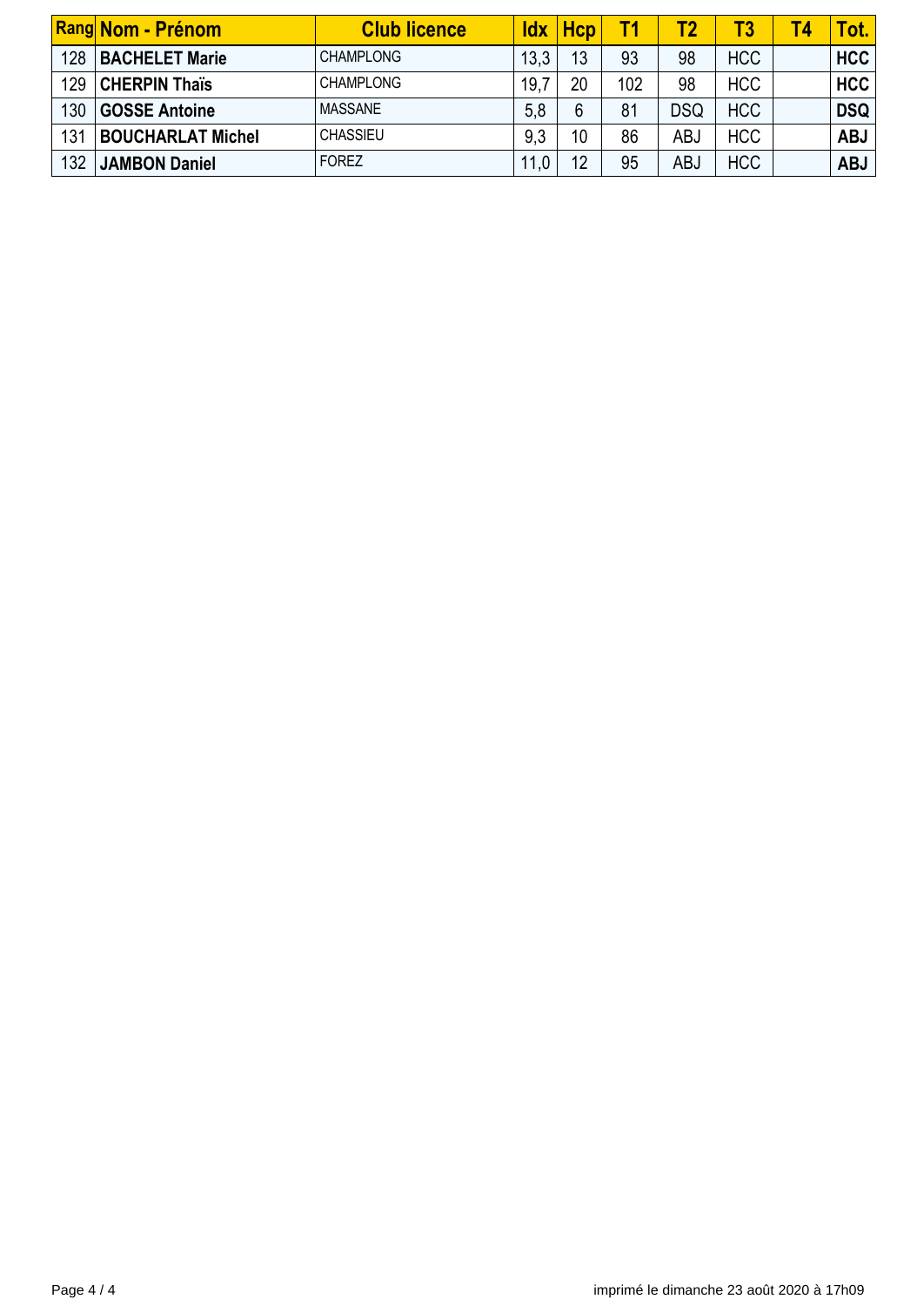| Rang | Nom - Prénom | Club licence | Idx | Hcp | T1 | T2 | T3 | T4 | Tot. |
|---|---|---|---|---|---|---|---|---|---|
| 128 | **BACHELET Marie** | CHAMPLONG | 13,3 | 13 | 93 | 98 | HCC | | **HCC** |
| 129 | **CHERPIN Thaïs** | CHAMPLONG | 19,7 | 20 | 102 | 98 | HCC | | **HCC** |
| 130 | **GOSSE Antoine** | MASSANE | 5,8 | 6 | 81 | DSQ | HCC | | **DSQ** |
| 131 | **BOUCHARLAT Michel** | CHASSIEU | 9,3 | 10 | 86 | ABJ | HCC | | **ABJ** |
| 132 | **JAMBON Daniel** | FOREZ | 11,0 | 12 | 95 | ABJ | HCC | | **ABJ** |

imprimé le dimanche 23 août 2020 à 17h09